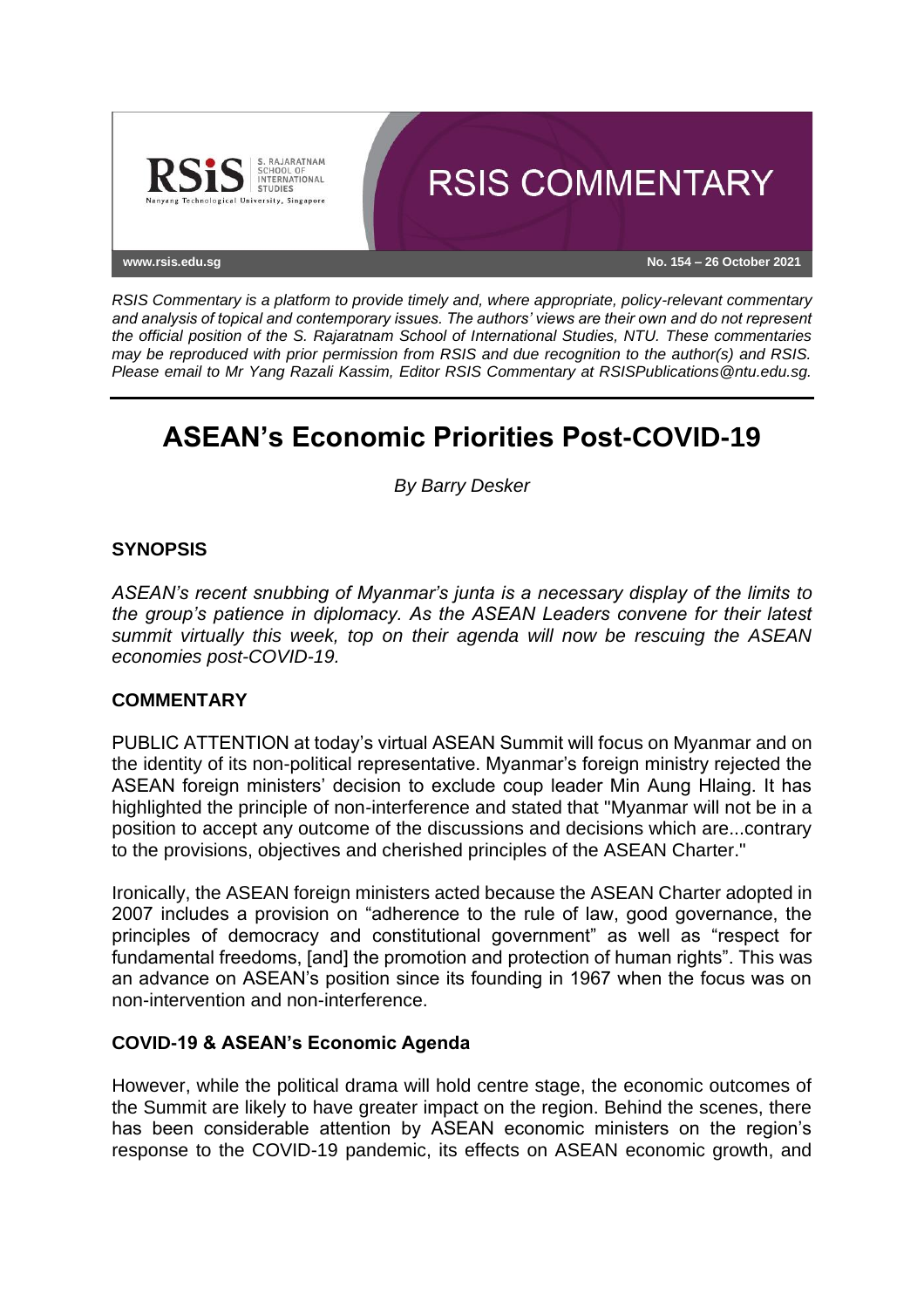RSIS COMMENTARY

www.rsis.edu.sg | No. 154 – 26 October 2021

*RSIS Commentary is a platform to provide timely and, where appropriate, policy-relevant commentary and analysis of topical and contemporary issues. The authors' views are their own and do not represent the official position of the S. Rajaratnam School of International Studies, NTU. These commentaries may be reproduced with prior permission from RSIS and due recognition to the author(s) and RSIS. Please email to Mr Yang Razali Kassim, Editor RSIS Commentary at RSISPublications@ntu.edu.sg.*

# ASEAN's Economic Priorities Post-COVID-19

*By Barry Desker*

## SYNOPSIS

*ASEAN's recent snubbing of Myanmar's junta is a necessary display of the limits to the group's patience in diplomacy. As the ASEAN Leaders convene for their latest summit virtually this week, top on their agenda will now be rescuing the ASEAN economies post-COVID-19.*

## COMMENTARY

PUBLIC ATTENTION at today's virtual ASEAN Summit will focus on Myanmar and on the identity of its non-political representative. Myanmar's foreign ministry rejected the ASEAN foreign ministers' decision to exclude coup leader Min Aung Hlaing. It has highlighted the principle of non-interference and stated that "Myanmar will not be in a position to accept any outcome of the discussions and decisions which are...contrary to the provisions, objectives and cherished principles of the ASEAN Charter."

Ironically, the ASEAN foreign ministers acted because the ASEAN Charter adopted in 2007 includes a provision on "adherence to the rule of law, good governance, the principles of democracy and constitutional government" as well as "respect for fundamental freedoms, [and] the promotion and protection of human rights". This was an advance on ASEAN's position since its founding in 1967 when the focus was on non-intervention and non-interference.

### COVID-19 & ASEAN's Economic Agenda

However, while the political drama will hold centre stage, the economic outcomes of the Summit are likely to have greater impact on the region. Behind the scenes, there has been considerable attention by ASEAN economic ministers on the region's response to the COVID-19 pandemic, its effects on ASEAN economic growth, and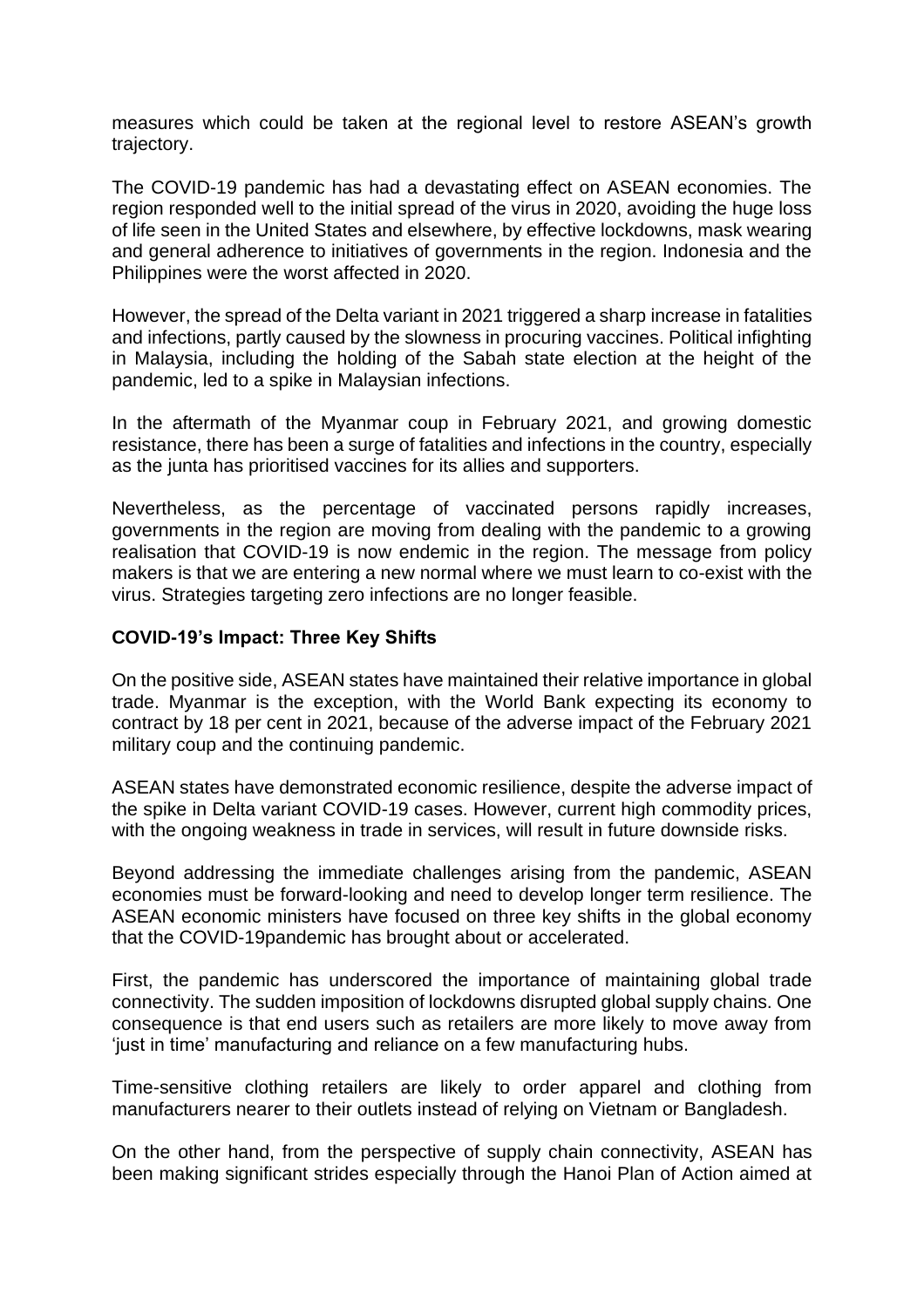measures which could be taken at the regional level to restore ASEAN's growth trajectory.

The COVID-19 pandemic has had a devastating effect on ASEAN economies. The region responded well to the initial spread of the virus in 2020, avoiding the huge loss of life seen in the United States and elsewhere, by effective lockdowns, mask wearing and general adherence to initiatives of governments in the region. Indonesia and the Philippines were the worst affected in 2020.

However, the spread of the Delta variant in 2021 triggered a sharp increase in fatalities and infections, partly caused by the slowness in procuring vaccines. Political infighting in Malaysia, including the holding of the Sabah state election at the height of the pandemic, led to a spike in Malaysian infections.

In the aftermath of the Myanmar coup in February 2021, and growing domestic resistance, there has been a surge of fatalities and infections in the country, especially as the junta has prioritised vaccines for its allies and supporters.

Nevertheless, as the percentage of vaccinated persons rapidly increases, governments in the region are moving from dealing with the pandemic to a growing realisation that COVID-19 is now endemic in the region. The message from policy makers is that we are entering a new normal where we must learn to co-exist with the virus. Strategies targeting zero infections are no longer feasible.

**COVID-19's Impact: Three Key Shifts**

On the positive side, ASEAN states have maintained their relative importance in global trade. Myanmar is the exception, with the World Bank expecting its economy to contract by 18 per cent in 2021, because of the adverse impact of the February 2021 military coup and the continuing pandemic.

ASEAN states have demonstrated economic resilience, despite the adverse impact of the spike in Delta variant COVID-19 cases. However, current high commodity prices, with the ongoing weakness in trade in services, will result in future downside risks.

Beyond addressing the immediate challenges arising from the pandemic, ASEAN economies must be forward-looking and need to develop longer term resilience. The ASEAN economic ministers have focused on three key shifts in the global economy that the COVID-19pandemic has brought about or accelerated.

First, the pandemic has underscored the importance of maintaining global trade connectivity. The sudden imposition of lockdowns disrupted global supply chains. One consequence is that end users such as retailers are more likely to move away from 'just in time' manufacturing and reliance on a few manufacturing hubs.

Time-sensitive clothing retailers are likely to order apparel and clothing from manufacturers nearer to their outlets instead of relying on Vietnam or Bangladesh.

On the other hand, from the perspective of supply chain connectivity, ASEAN has been making significant strides especially through the Hanoi Plan of Action aimed at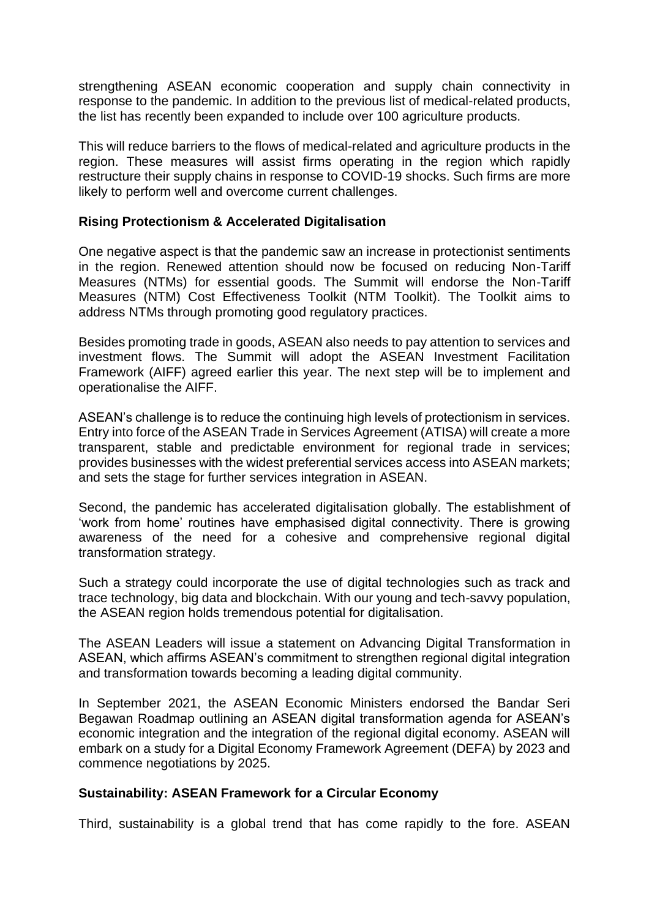strengthening ASEAN economic cooperation and supply chain connectivity in response to the pandemic. In addition to the previous list of medical-related products, the list has recently been expanded to include over 100 agriculture products.

This will reduce barriers to the flows of medical-related and agriculture products in the region. These measures will assist firms operating in the region which rapidly restructure their supply chains in response to COVID-19 shocks. Such firms are more likely to perform well and overcome current challenges.

**Rising Protectionism & Accelerated Digitalisation**

One negative aspect is that the pandemic saw an increase in protectionist sentiments in the region. Renewed attention should now be focused on reducing Non-Tariff Measures (NTMs) for essential goods. The Summit will endorse the Non-Tariff Measures (NTM) Cost Effectiveness Toolkit (NTM Toolkit). The Toolkit aims to address NTMs through promoting good regulatory practices.

Besides promoting trade in goods, ASEAN also needs to pay attention to services and investment flows. The Summit will adopt the ASEAN Investment Facilitation Framework (AIFF) agreed earlier this year. The next step will be to implement and operationalise the AIFF.

ASEAN's challenge is to reduce the continuing high levels of protectionism in services. Entry into force of the ASEAN Trade in Services Agreement (ATISA) will create a more transparent, stable and predictable environment for regional trade in services; provides businesses with the widest preferential services access into ASEAN markets; and sets the stage for further services integration in ASEAN.

Second, the pandemic has accelerated digitalisation globally. The establishment of 'work from home' routines have emphasised digital connectivity. There is growing awareness of the need for a cohesive and comprehensive regional digital transformation strategy.

Such a strategy could incorporate the use of digital technologies such as track and trace technology, big data and blockchain. With our young and tech-savvy population, the ASEAN region holds tremendous potential for digitalisation.

The ASEAN Leaders will issue a statement on Advancing Digital Transformation in ASEAN, which affirms ASEAN's commitment to strengthen regional digital integration and transformation towards becoming a leading digital community.

In September 2021, the ASEAN Economic Ministers endorsed the Bandar Seri Begawan Roadmap outlining an ASEAN digital transformation agenda for ASEAN's economic integration and the integration of the regional digital economy. ASEAN will embark on a study for a Digital Economy Framework Agreement (DEFA) by 2023 and commence negotiations by 2025.

**Sustainability: ASEAN Framework for a Circular Economy**

Third, sustainability is a global trend that has come rapidly to the fore. ASEAN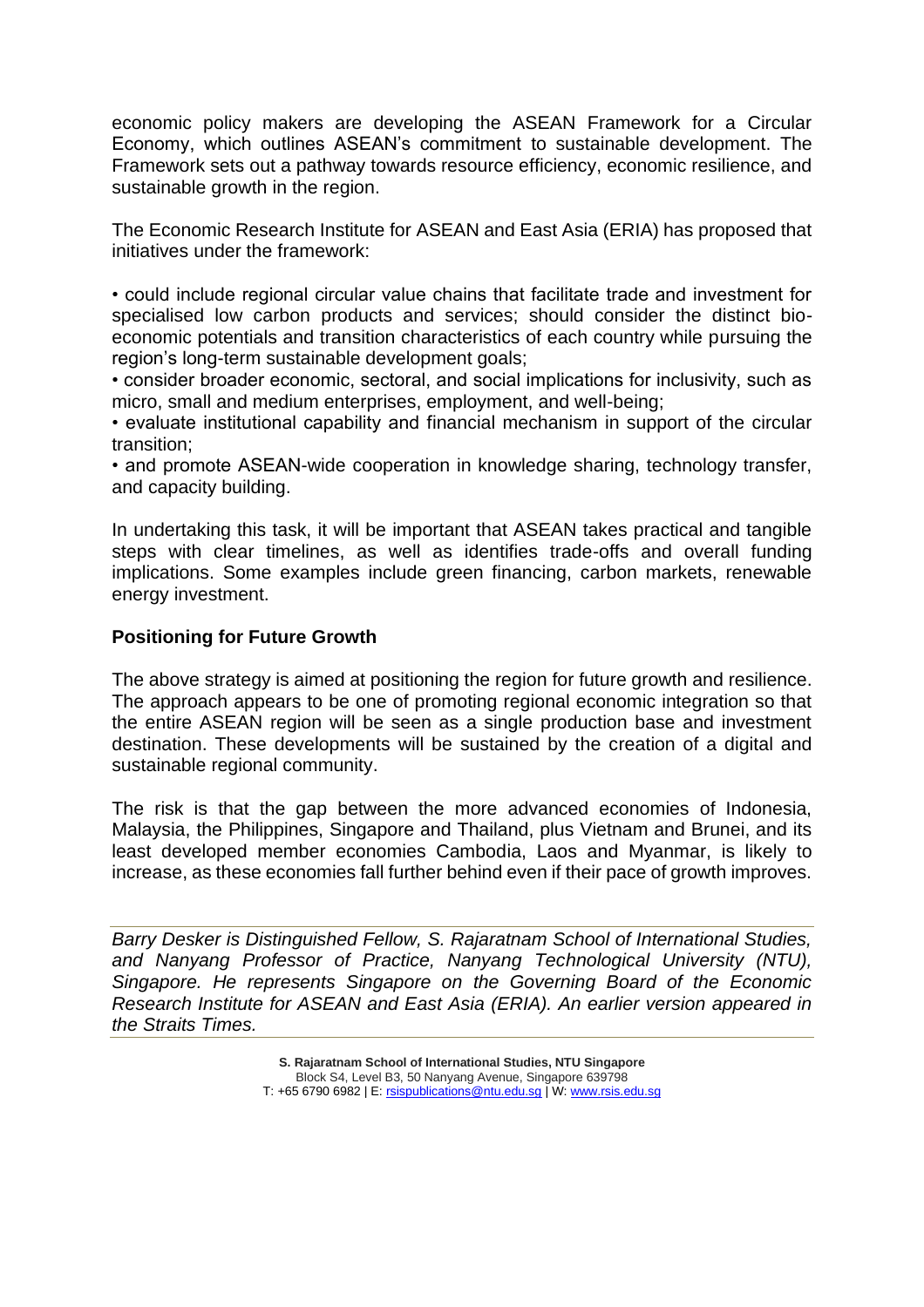economic policy makers are developing the ASEAN Framework for a Circular Economy, which outlines ASEAN's commitment to sustainable development. The Framework sets out a pathway towards resource efficiency, economic resilience, and sustainable growth in the region.

The Economic Research Institute for ASEAN and East Asia (ERIA) has proposed that initiatives under the framework:

- could include regional circular value chains that facilitate trade and investment for specialised low carbon products and services; should consider the distinct bio-economic potentials and transition characteristics of each country while pursuing the region's long-term sustainable development goals;
- consider broader economic, sectoral, and social implications for inclusivity, such as micro, small and medium enterprises, employment, and well-being;
- evaluate institutional capability and financial mechanism in support of the circular transition;
- and promote ASEAN-wide cooperation in knowledge sharing, technology transfer, and capacity building.

In undertaking this task, it will be important that ASEAN takes practical and tangible steps with clear timelines, as well as identifies trade-offs and overall funding implications. Some examples include green financing, carbon markets, renewable energy investment.

**Positioning for Future Growth**

The above strategy is aimed at positioning the region for future growth and resilience. The approach appears to be one of promoting regional economic integration so that the entire ASEAN region will be seen as a single production base and investment destination. These developments will be sustained by the creation of a digital and sustainable regional community.

The risk is that the gap between the more advanced economies of Indonesia, Malaysia, the Philippines, Singapore and Thailand, plus Vietnam and Brunei, and its least developed member economies Cambodia, Laos and Myanmar, is likely to increase, as these economies fall further behind even if their pace of growth improves.

---

*Barry Desker is Distinguished Fellow, S. Rajaratnam School of International Studies, and Nanyang Professor of Practice, Nanyang Technological University (NTU), Singapore. He represents Singapore on the Governing Board of the Economic Research Institute for ASEAN and East Asia (ERIA). An earlier version appeared in the Straits Times.*

---

**S. Rajaratnam School of International Studies, NTU Singapore**
Block S4, Level B3, 50 Nanyang Avenue, Singapore 639798
T: +65 6790 6982 | E: rsispublications@ntu.edu.sg | W: www.rsis.edu.sg